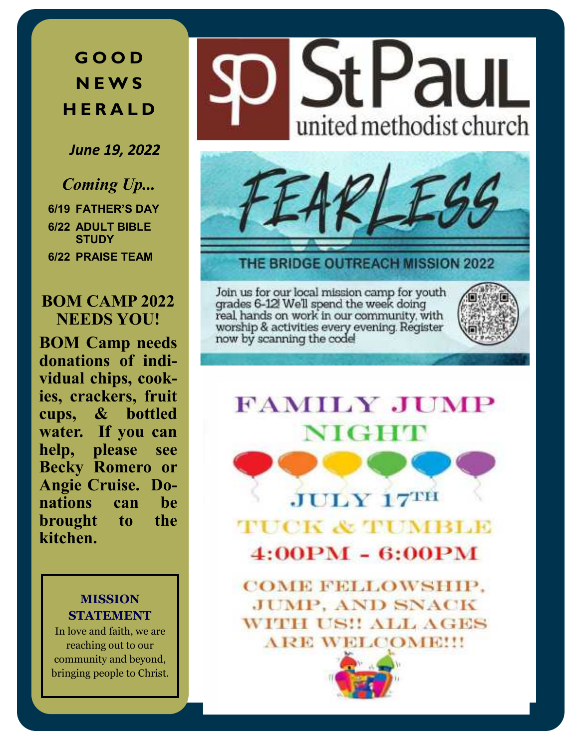# GOOD NEWS HERALD

*June 19, 2022*

*Coming Up...*

- 6/19 FATHER'S DAY
- 6/22 ADULT BIBLE STUDY
- 6/22 PRAISE TEAM

## BOM CAMP 2022 NEEDS YOU!

**BOM Camp needs donations of individual chips, cookies, crackers, fruit cups, & bottled water. If you can help, please see Becky Romero or Angie Cruise. Donations can be brought to the kitchen.**

**MISSION STATEMENT**

In love and faith, we are reaching out to our community and beyond, bringing people to Christ.

# St Paul united methodist church

## FEARLESS

THE BRIDGE OUTREACH MISSION 2022

Join us for our local mission camp for youth grades 6-12! We'll spend the week doing real, hands on work in our community, with worship & activities every evening. Register now by scanning the code!

## FAMILY JUMP NIGHT

JULY 17TH

TUCK & TUMBLE

4:00PM - 6:00PM

COME FELLOWSHIP, JUMP, AND SNACK WITH US!! ALL AGES ARE WELCOME!!!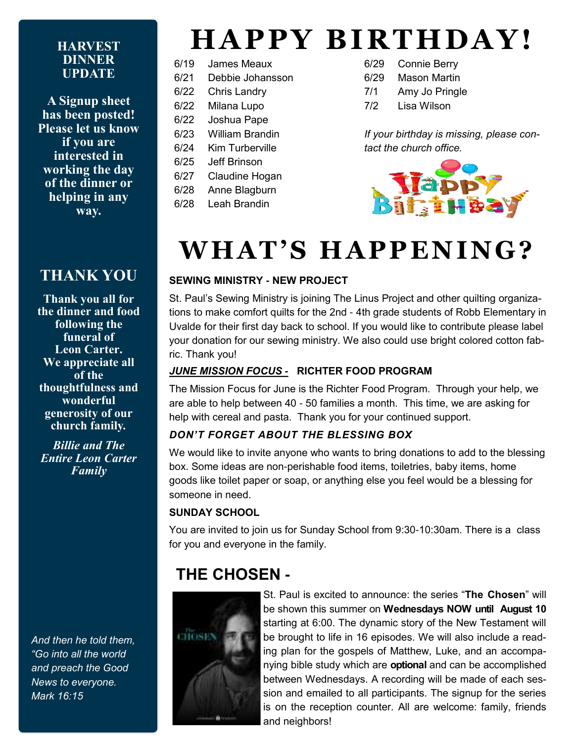## HARVEST DINNER UPDATE

**A Signup sheet has been posted! Please let us know if you are interested in working the day of the dinner or helping in any way.**

## THANK YOU

**Thank you all for the dinner and food following the funeral of Leon Carter. We appreciate all of the thoughtfulness and wonderful generosity of our church family.**

***Billie and The Entire Leon Carter Family***

*And then he told them, "Go into all the world and preach the Good News to everyone. Mark 16:15*

# HAPPY BIRTHDAY!

| | |
|---|---|
| 6/19 | James Meaux |
| 6/21 | Debbie Johansson |
| 6/22 | Chris Landry |
| 6/22 | Milana Lupo |
| 6/22 | Joshua Pape |
| 6/23 | William Brandin |
| 6/24 | Kim Turberville |
| 6/25 | Jeff Brinson |
| 6/27 | Claudine Hogan |
| 6/28 | Anne Blagburn |
| 6/28 | Leah Brandin |
| 6/29 | Connie Berry |
| 6/29 | Mason Martin |
| 7/1 | Amy Jo Pringle |
| 7/2 | Lisa Wilson |

*If your birthday is missing, please contact the church office.*

# WHAT'S HAPPENING?

**SEWING MINISTRY - NEW PROJECT**

St. Paul's Sewing Ministry is joining The Linus Project and other quilting organizations to make comfort quilts for the 2nd - 4th grade students of Robb Elementary in Uvalde for their first day back to school. If you would like to contribute please label your donation for our sewing ministry. We also could use bright colored cotton fabric. Thank you!

***JUNE MISSION FOCUS -*** **RICHTER FOOD PROGRAM**

The Mission Focus for June is the Richter Food Program. Through your help, we are able to help between 40 - 50 families a month. This time, we are asking for help with cereal and pasta. Thank you for your continued support.

***DON'T FORGET ABOUT THE BLESSING BOX***

We would like to invite anyone who wants to bring donations to add to the blessing box. Some ideas are non-perishable food items, toiletries, baby items, home goods like toilet paper or soap, or anything else you feel would be a blessing for someone in need.

**SUNDAY SCHOOL**

You are invited to join us for Sunday School from 9:30-10:30am. There is a class for you and everyone in the family.

## THE CHOSEN -

St. Paul is excited to announce: the series "**The Chosen**" will be shown this summer on **Wednesdays NOW until August 10** starting at 6:00. The dynamic story of the New Testament will be brought to life in 16 episodes. We will also include a reading plan for the gospels of Matthew, Luke, and an accompanying bible study which are **optional** and can be accomplished between Wednesdays. A recording will be made of each session and emailed to all participants. The signup for the series is on the reception counter. All are welcome: family, friends and neighbors!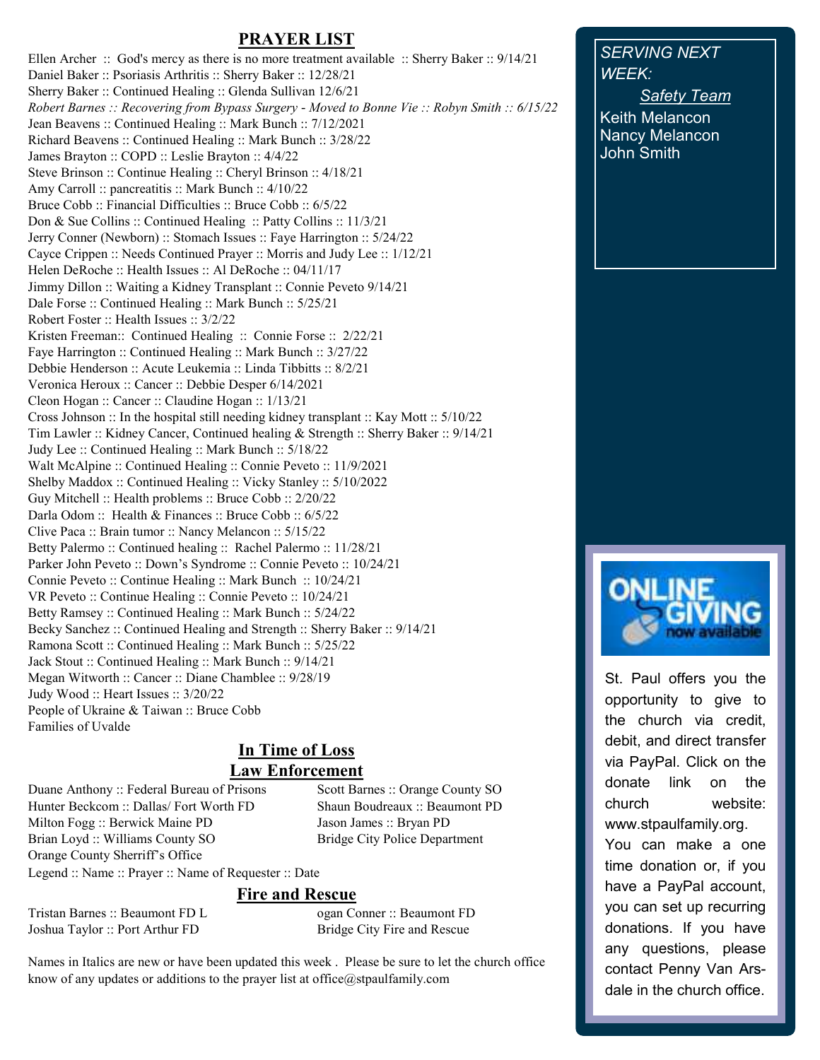## PRAYER LIST

Ellen Archer :: God's mercy as there is no more treatment available :: Sherry Baker :: 9/14/21
Daniel Baker :: Psoriasis Arthritis :: Sherry Baker :: 12/28/21
Sherry Baker :: Continued Healing :: Glenda Sullivan 12/6/21
*Robert Barnes :: Recovering from Bypass Surgery - Moved to Bonne Vie :: Robyn Smith :: 6/15/22*
Jean Beavens :: Continued Healing :: Mark Bunch :: 7/12/2021
Richard Beavens :: Continued Healing :: Mark Bunch :: 3/28/22
James Brayton :: COPD :: Leslie Brayton :: 4/4/22
Steve Brinson :: Continue Healing :: Cheryl Brinson :: 4/18/21
Amy Carroll :: pancreatitis :: Mark Bunch :: 4/10/22
Bruce Cobb :: Financial Difficulties :: Bruce Cobb :: 6/5/22
Don & Sue Collins :: Continued Healing :: Patty Collins :: 11/3/21
Jerry Conner (Newborn) :: Stomach Issues :: Faye Harrington :: 5/24/22
Cayce Crippen :: Needs Continued Prayer :: Morris and Judy Lee :: 1/12/21
Helen DeRoche :: Health Issues :: Al DeRoche :: 04/11/17
Jimmy Dillon :: Waiting a Kidney Transplant :: Connie Peveto 9/14/21
Dale Forse :: Continued Healing :: Mark Bunch :: 5/25/21
Robert Foster :: Health Issues :: 3/2/22
Kristen Freeman:: Continued Healing :: Connie Forse :: 2/22/21
Faye Harrington :: Continued Healing :: Mark Bunch :: 3/27/22
Debbie Henderson :: Acute Leukemia :: Linda Tibbitts :: 8/2/21
Veronica Heroux :: Cancer :: Debbie Desper 6/14/2021
Cleon Hogan :: Cancer :: Claudine Hogan :: 1/13/21
Cross Johnson :: In the hospital still needing kidney transplant :: Kay Mott :: 5/10/22
Tim Lawler :: Kidney Cancer, Continued healing & Strength :: Sherry Baker :: 9/14/21
Judy Lee :: Continued Healing :: Mark Bunch :: 5/18/22
Walt McAlpine :: Continued Healing :: Connie Peveto :: 11/9/2021
Shelby Maddox :: Continued Healing :: Vicky Stanley :: 5/10/2022
Guy Mitchell :: Health problems :: Bruce Cobb :: 2/20/22
Darla Odom :: Health & Finances :: Bruce Cobb :: 6/5/22
Clive Paca :: Brain tumor :: Nancy Melancon :: 5/15/22
Betty Palermo :: Continued healing :: Rachel Palermo :: 11/28/21
Parker John Peveto :: Down's Syndrome :: Connie Peveto :: 10/24/21
Connie Peveto :: Continue Healing :: Mark Bunch :: 10/24/21
VR Peveto :: Continue Healing :: Connie Peveto :: 10/24/21
Betty Ramsey :: Continued Healing :: Mark Bunch :: 5/24/22
Becky Sanchez :: Continued Healing and Strength :: Sherry Baker :: 9/14/21
Ramona Scott :: Continued Healing :: Mark Bunch :: 5/25/22
Jack Stout :: Continued Healing :: Mark Bunch :: 9/14/21
Megan Witworth :: Cancer :: Diane Chamblee :: 9/28/19
Judy Wood :: Heart Issues :: 3/20/22
People of Ukraine & Taiwan :: Bruce Cobb
Families of Uvalde

## In Time of Loss

## Law Enforcement

Duane Anthony :: Federal Bureau of Prisons
Hunter Beckcom :: Dallas/ Fort Worth FD
Milton Fogg :: Berwick Maine PD
Brian Loyd :: Williams County SO
Orange County Sherriff's Office
Scott Barnes :: Orange County SO
Shaun Boudreaux :: Beaumont PD
Jason James :: Bryan PD
Bridge City Police Department

Legend :: Name :: Prayer :: Name of Requester :: Date

## Fire and Rescue

Tristan Barnes :: Beaumont FD
Joshua Taylor :: Port Arthur FD
Logan Conner :: Beaumont FD
Bridge City Fire and Rescue

Names in Italics are new or have been updated this week . Please be sure to let the church office know of any updates or additions to the prayer list at office@stpaulfamily.com

*SERVING NEXT WEEK:*

*Safety Team*

Keith Melancon
Nancy Melancon
John Smith

ONLINE GIVING now available

St. Paul offers you the opportunity to give to the church via credit, debit, and direct transfer via PayPal. Click on the donate link on the church website: www.stpaulfamily.org. You can make a one time donation or, if you have a PayPal account, you can set up recurring donations. If you have any questions, please contact Penny Van Arsdale in the church office.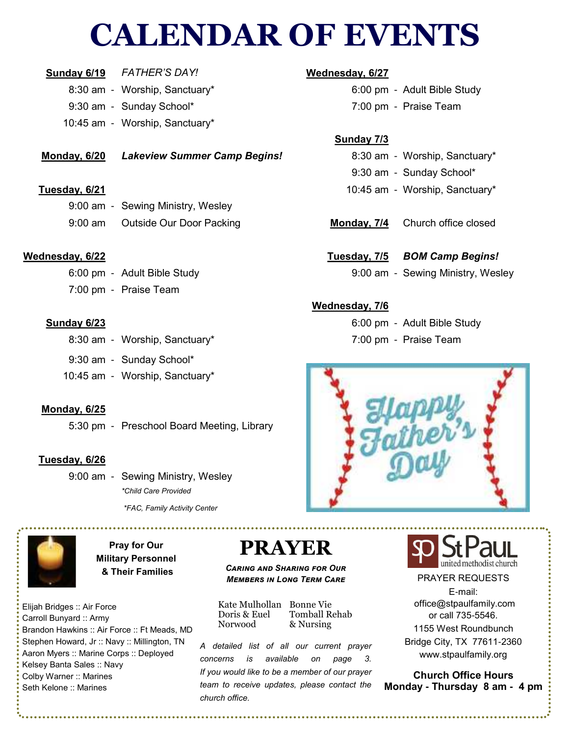# CALENDAR OF EVENTS

**Sunday 6/19** *FATHER'S DAY!*

8:30 am - Worship, Sanctuary*

9:30 am - Sunday School*

10:45 am - Worship, Sanctuary*

**Monday, 6/20** ***Lakeview Summer Camp Begins!***

**Tuesday, 6/21**

9:00 am - Sewing Ministry, Wesley

9:00 am Outside Our Door Packing

**Wednesday, 6/22**

6:00 pm - Adult Bible Study

7:00 pm - Praise Team

**Sunday 6/23**

8:30 am - Worship, Sanctuary*

9:30 am - Sunday School*

10:45 am - Worship, Sanctuary*

**Monday, 6/25**

5:30 pm - Preschool Board Meeting, Library

**Tuesday, 6/26**

9:00 am - Sewing Ministry, Wesley

*\*Child Care Provided*

*\*FAC, Family Activity Center*

**Wednesday, 6/27**

6:00 pm - Adult Bible Study

7:00 pm - Praise Team

**Sunday 7/3**

8:30 am - Worship, Sanctuary*

9:30 am - Sunday School*

10:45 am - Worship, Sanctuary*

**Monday, 7/4** Church office closed

**Tuesday, 7/5** ***BOM Camp Begins!***

9:00 am - Sewing Ministry, Wesley

**Wednesday, 7/6**

6:00 pm - Adult Bible Study

7:00 pm - Praise Team

Happy Father's Day

---

**Pray for Our Military Personnel & Their Families**

Elijah Bridges :: Air Force
Carroll Bunyard :: Army
Brandon Hawkins :: Air Force :: Ft Meads, MD
Stephen Howard, Jr :: Navy :: Millington, TN
Aaron Myers :: Marine Corps :: Deployed
Kelsey Banta Sales :: Navy
Colby Warner :: Marines
Seth Kelone :: Marines

# PRAYER

***Caring and Sharing for Our Members in Long Term Care***

| | |
|---|---|
| Kate Mulhollan | Bonne Vie |
| Doris & Euel Norwood | Tomball Rehab & Nursing |

*A detailed list of all our current prayer concerns is available on page 3. If you would like to be a member of our prayer team to receive updates, please contact the church office.*

St Paul united methodist church

PRAYER REQUESTS
E-mail:
office@stpaulfamily.com
or call 735-5546.
1155 West Roundbunch
Bridge City, TX 77611-2360
www.stpaulfamily.org

**Church Office Hours**
**Monday - Thursday 8 am - 4 pm**